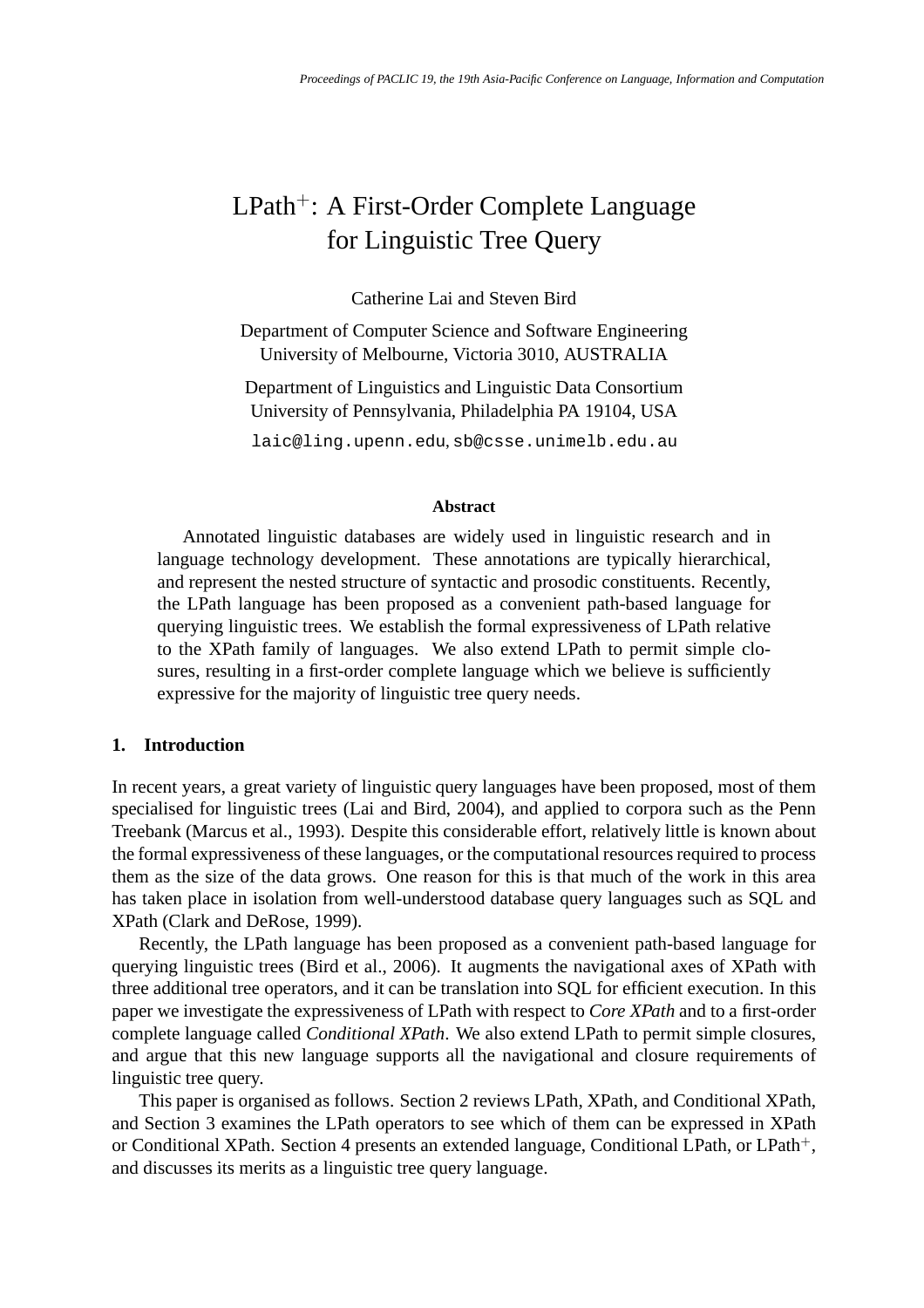# LPath$^+$: A First-Order Complete Language for Linguistic Tree Query

Catherine Lai and Steven Bird

Department of Computer Science and Software Engineering
University of Melbourne, Victoria 3010, AUSTRALIA

Department of Linguistics and Linguistic Data Consortium
University of Pennsylvania, Philadelphia PA 19104, USA

laic@ling.upenn.edu, sb@csse.unimelb.edu.au

### Abstract

Annotated linguistic databases are widely used in linguistic research and in language technology development. These annotations are typically hierarchical, and represent the nested structure of syntactic and prosodic constituents. Recently, the LPath language has been proposed as a convenient path-based language for querying linguistic trees. We establish the formal expressiveness of LPath relative to the XPath family of languages. We also extend LPath to permit simple closures, resulting in a first-order complete language which we believe is sufficiently expressive for the majority of linguistic tree query needs.

## 1. Introduction

In recent years, a great variety of linguistic query languages have been proposed, most of them specialised for linguistic trees (Lai and Bird, 2004), and applied to corpora such as the Penn Treebank (Marcus et al., 1993). Despite this considerable effort, relatively little is known about the formal expressiveness of these languages, or the computational resources required to process them as the size of the data grows. One reason for this is that much of the work in this area has taken place in isolation from well-understood database query languages such as SQL and XPath (Clark and DeRose, 1999).

Recently, the LPath language has been proposed as a convenient path-based language for querying linguistic trees (Bird et al., 2006). It augments the navigational axes of XPath with three additional tree operators, and it can be translation into SQL for efficient execution. In this paper we investigate the expressiveness of LPath with respect to *Core XPath* and to a first-order complete language called *Conditional XPath*. We also extend LPath to permit simple closures, and argue that this new language supports all the navigational and closure requirements of linguistic tree query.

This paper is organised as follows. Section 2 reviews LPath, XPath, and Conditional XPath, and Section 3 examines the LPath operators to see which of them can be expressed in XPath or Conditional XPath. Section 4 presents an extended language, Conditional LPath, or LPath$^+$, and discusses its merits as a linguistic tree query language.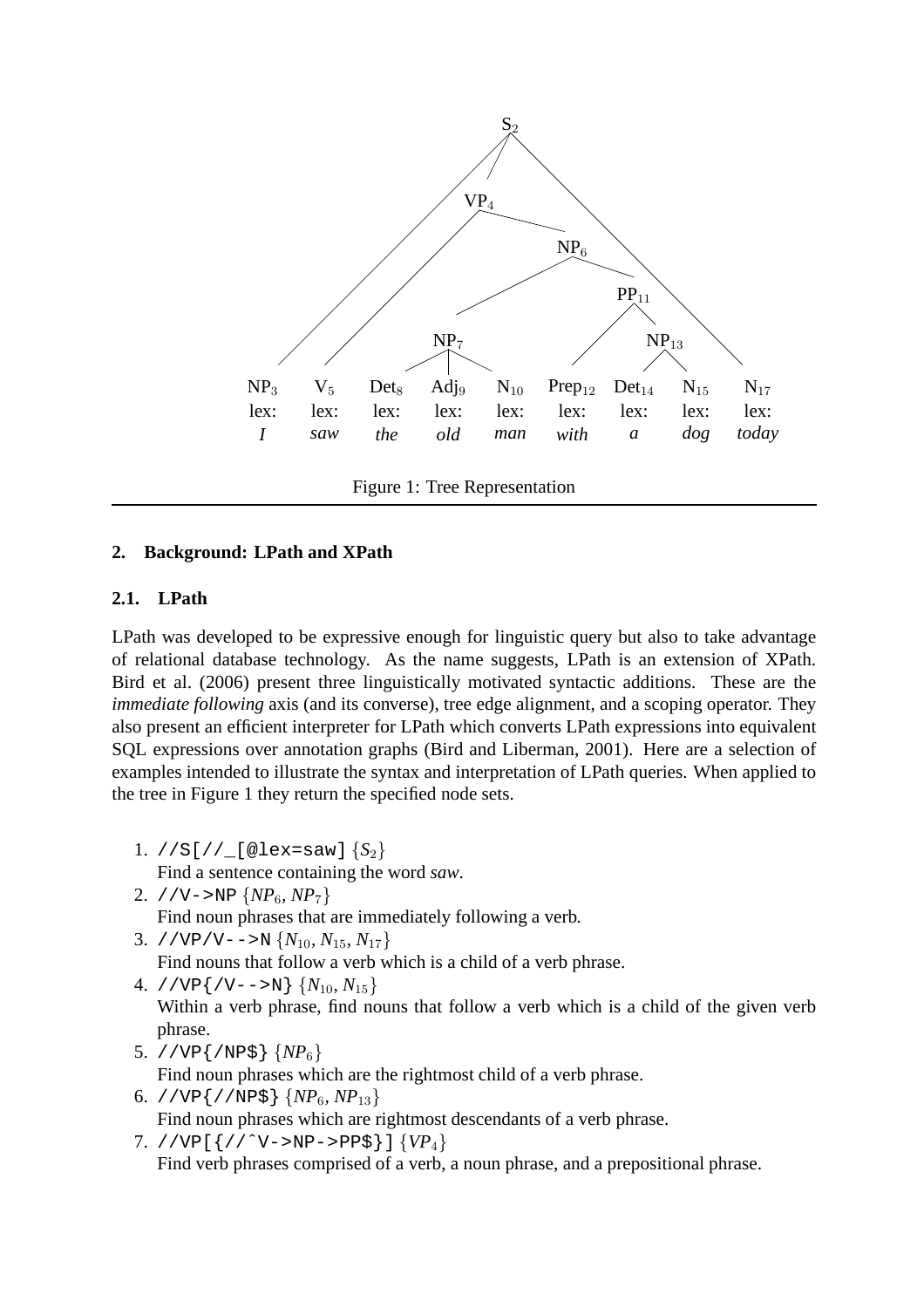S$_2$

VP$_4$

NP$_6$

PP$_{11}$

NP$_7$

NP$_{13}$

| NP$_3$ | V$_5$ | Det$_8$ | Adj$_9$ | N$_{10}$ | Prep$_{12}$ | Det$_{14}$ | N$_{15}$ | N$_{17}$ |
|---|---|---|---|---|---|---|---|---|
| lex: | lex: | lex: | lex: | lex: | lex: | lex: | lex: | lex: |
| *I* | *saw* | *the* | *old* | *man* | *with* | *a* | *dog* | *today* |

Figure 1: Tree Representation

## 2. Background: LPath and XPath

### 2.1. LPath

LPath was developed to be expressive enough for linguistic query but also to take advantage of relational database technology. As the name suggests, LPath is an extension of XPath. Bird et al. (2006) present three linguistically motivated syntactic additions. These are the *immediate following* axis (and its converse), tree edge alignment, and a scoping operator. They also present an efficient interpreter for LPath which converts LPath expressions into equivalent SQL expressions over annotation graphs (Bird and Liberman, 2001). Here are a selection of examples intended to illustrate the syntax and interpretation of LPath queries. When applied to the tree in Figure 1 they return the specified node sets.

1. `//S[//_[@lex=saw]` $\{S_2\}$
   Find a sentence containing the word *saw*.
2. `//V->NP` $\{NP_6, NP_7\}$
   Find noun phrases that are immediately following a verb.
3. `//VP/V-->N` $\{N_{10}, N_{15}, N_{17}\}$
   Find nouns that follow a verb which is a child of a verb phrase.
4. `//VP{/V-->N}` $\{N_{10}, N_{15}\}$
   Within a verb phrase, find nouns that follow a verb which is a child of the given verb phrase.
5. `//VP{/NP$}` $\{NP_6\}$
   Find noun phrases which are the rightmost child of a verb phrase.
6. `//VP{//NP$}` $\{NP_6, NP_{13}\}$
   Find noun phrases which are rightmost descendants of a verb phrase.
7. `//VP[{//^V->NP->PP$}]` $\{VP_4\}$
   Find verb phrases comprised of a verb, a noun phrase, and a prepositional phrase.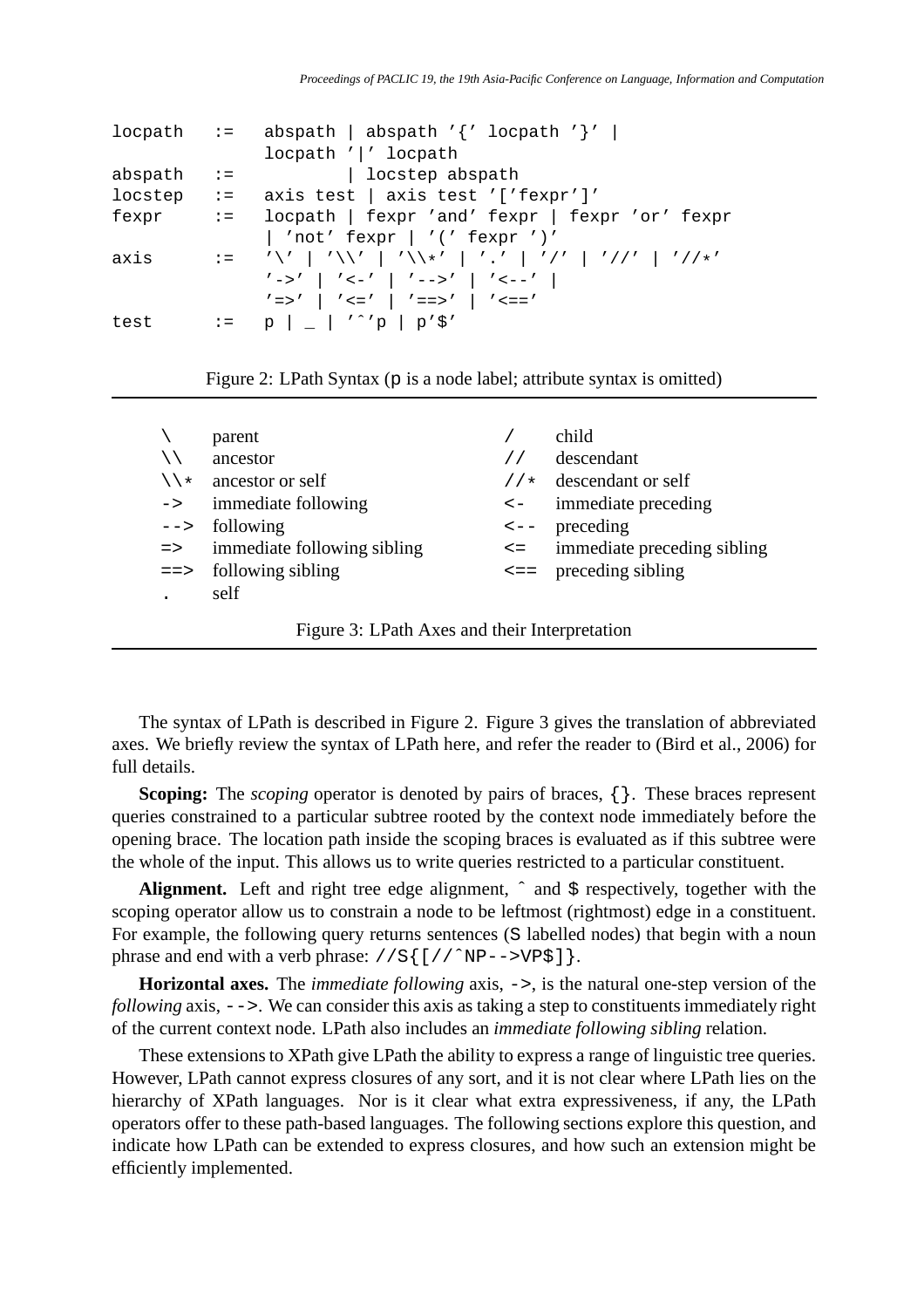```
locpath   :=   abspath | abspath '{' locpath '}' |
               locpath '|' locpath
abspath   :=           | locstep abspath
locstep   :=   axis test | axis test '['fexpr']'
fexpr     :=   locpath | fexpr 'and' fexpr | fexpr 'or' fexpr
               | 'not' fexpr | '(' fexpr ')'
axis      :=   '\' | '\\' | '\\*' | '.' | '/' | '//' | '//*'
               '->' | '<-' | '-->' | '<--' |
               '=>' | '<=' | '==>' | '<=='
test      :=   p | _ | 'ˆ'p | p'$'
```

Figure 2: LPath Syntax (p is a node label; attribute syntax is omitted)

| | | | |
|---|---|---|---|
| `\` | parent | `/` | child |
| `\\` | ancestor | `//` | descendant |
| `\\*` | ancestor or self | `//*` | descendant or self |
| `->` | immediate following | `<-` | immediate preceding |
| `-->` | following | `<--` | preceding |
| `=>` | immediate following sibling | `<=` | immediate preceding sibling |
| `==>` | following sibling | `<==` | preceding sibling |
| `.` | self | | |

Figure 3: LPath Axes and their Interpretation

The syntax of LPath is described in Figure 2. Figure 3 gives the translation of abbreviated axes. We briefly review the syntax of LPath here, and refer the reader to (Bird et al., 2006) for full details.

**Scoping:** The *scoping* operator is denoted by pairs of braces, `{}`. These braces represent queries constrained to a particular subtree rooted by the context node immediately before the opening brace. The location path inside the scoping braces is evaluated as if this subtree were the whole of the input. This allows us to write queries restricted to a particular constituent.

**Alignment.** Left and right tree edge alignment, `ˆ` and `$` respectively, together with the scoping operator allow us to constrain a node to be leftmost (rightmost) edge in a constituent. For example, the following query returns sentences (S labelled nodes) that begin with a noun phrase and end with a verb phrase: `//S{[//ˆNP-->VP$]}`.

**Horizontal axes.** The *immediate following* axis, `->`, is the natural one-step version of the *following* axis, `-->`. We can consider this axis as taking a step to constituents immediately right of the current context node. LPath also includes an *immediate following sibling* relation.

These extensions to XPath give LPath the ability to express a range of linguistic tree queries. However, LPath cannot express closures of any sort, and it is not clear where LPath lies on the hierarchy of XPath languages. Nor is it clear what extra expressiveness, if any, the LPath operators offer to these path-based languages. The following sections explore this question, and indicate how LPath can be extended to express closures, and how such an extension might be efficiently implemented.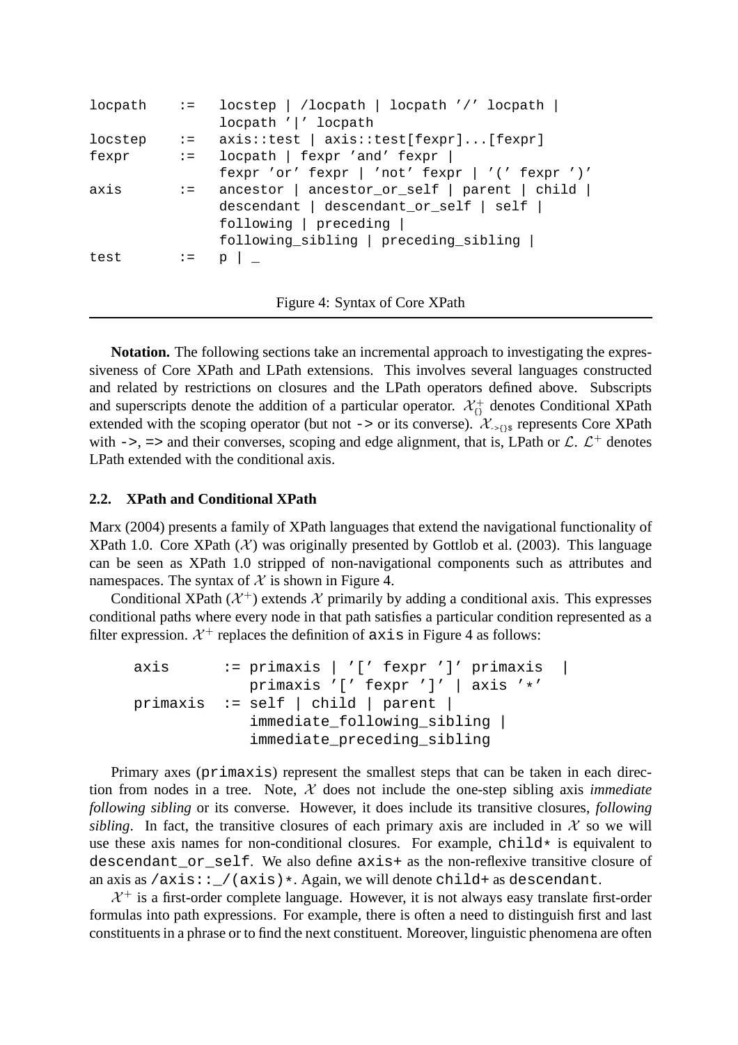```
locpath    :=   locstep | /locpath | locpath '/' locpath |
                locpath '|' locpath
locstep    :=   axis::test | axis::test[fexpr]...[fexpr]
fexpr      :=   locpath | fexpr 'and' fexpr |
                fexpr 'or' fexpr | 'not' fexpr | '(' fexpr ')'
axis       :=   ancestor | ancestor_or_self | parent | child |
                descendant | descendant_or_self | self |
                following | preceding |
                following_sibling | preceding_sibling |
test       :=   p | _
```

Figure 4: Syntax of Core XPath

**Notation.** The following sections take an incremental approach to investigating the expressiveness of Core XPath and LPath extensions. This involves several languages constructed and related by restrictions on closures and the LPath operators defined above. Subscripts and superscripts denote the addition of a particular operator. $\mathcal{X}^{+}_{\{\}}$ denotes Conditional XPath extended with the scoping operator (but not `->` or its converse). $\mathcal{X}_{->\{\}\$}$ represents Core XPath with `->`, `=>` and their converses, scoping and edge alignment, that is, LPath or $\mathcal{L}$. $\mathcal{L}^{+}$ denotes LPath extended with the conditional axis.

### 2.2. XPath and Conditional XPath

Marx (2004) presents a family of XPath languages that extend the navigational functionality of XPath 1.0. Core XPath ($\mathcal{X}$) was originally presented by Gottlob et al. (2003). This language can be seen as XPath 1.0 stripped of non-navigational components such as attributes and namespaces. The syntax of $\mathcal{X}$ is shown in Figure 4.

Conditional XPath ($\mathcal{X}^{+}$) extends $\mathcal{X}$ primarily by adding a conditional axis. This expresses conditional paths where every node in that path satisfies a particular condition represented as a filter expression. $\mathcal{X}^{+}$ replaces the definition of `axis` in Figure 4 as follows:

```
axis      := primaxis | '[' fexpr ']' primaxis  |
             primaxis '[' fexpr ']' | axis '*'
primaxis  := self | child | parent |
             immediate_following_sibling |
             immediate_preceding_sibling
```

Primary axes (`primaxis`) represent the smallest steps that can be taken in each direction from nodes in a tree. Note, $\mathcal{X}$ does not include the one-step sibling axis *immediate following sibling* or its converse. However, it does include its transitive closures, *following sibling*. In fact, the transitive closures of each primary axis are included in $\mathcal{X}$ so we will use these axis names for non-conditional closures. For example, `child*` is equivalent to `descendant_or_self`. We also define `axis+` as the non-reflexive transitive closure of an axis as `/axis::_/(axis)*`. Again, we will denote `child+` as `descendant`.

$\mathcal{X}^{+}$ is a first-order complete language. However, it is not always easy translate first-order formulas into path expressions. For example, there is often a need to distinguish first and last constituents in a phrase or to find the next constituent. Moreover, linguistic phenomena are often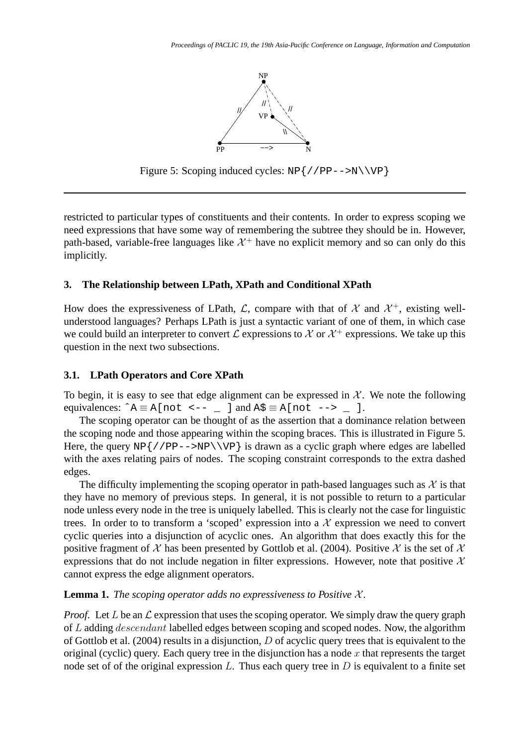Figure 5: Scoping induced cycles: `NP{//PP-->N\\VP}`

restricted to particular types of constituents and their contents. In order to express scoping we need expressions that have some way of remembering the subtree they should be in. However, path-based, variable-free languages like $\mathcal{X}^+$ have no explicit memory and so can only do this implicitly.

## 3. The Relationship between LPath, XPath and Conditional XPath

How does the expressiveness of LPath, $\mathcal{L}$, compare with that of $\mathcal{X}$ and $\mathcal{X}^+$, existing well-understood languages? Perhaps LPath is just a syntactic variant of one of them, in which case we could build an interpreter to convert $\mathcal{L}$ expressions to $\mathcal{X}$ or $\mathcal{X}^+$ expressions. We take up this question in the next two subsections.

### 3.1. LPath Operators and Core XPath

To begin, it is easy to see that edge alignment can be expressed in $\mathcal{X}$. We note the following equivalences: `^A` $\equiv$ `A[not <-- _ ]` and `A$` $\equiv$ `A[not --> _ ]`.

The scoping operator can be thought of as the assertion that a dominance relation between the scoping node and those appearing within the scoping braces. This is illustrated in Figure 5. Here, the query `NP{//PP-->NP\\VP}` is drawn as a cyclic graph where edges are labelled with the axes relating pairs of nodes. The scoping constraint corresponds to the extra dashed edges.

The difficulty implementing the scoping operator in path-based languages such as $\mathcal{X}$ is that they have no memory of previous steps. In general, it is not possible to return to a particular node unless every node in the tree is uniquely labelled. This is clearly not the case for linguistic trees. In order to to transform a 'scoped' expression into a $\mathcal{X}$ expression we need to convert cyclic queries into a disjunction of acyclic ones. An algorithm that does exactly this for the positive fragment of $\mathcal{X}$ has been presented by Gottlob et al. (2004). Positive $\mathcal{X}$ is the set of $\mathcal{X}$ expressions that do not include negation in filter expressions. However, note that positive $\mathcal{X}$ cannot express the edge alignment operators.

**Lemma 1.** *The scoping operator adds no expressiveness to Positive $\mathcal{X}$.*

*Proof.* Let $L$ be an $\mathcal{L}$ expression that uses the scoping operator. We simply draw the query graph of $L$ adding $descendant$ labelled edges between scoping and scoped nodes. Now, the algorithm of Gottlob et al. (2004) results in a disjunction, $D$ of acyclic query trees that is equivalent to the original (cyclic) query. Each query tree in the disjunction has a node $x$ that represents the target node set of of the original expression $L$. Thus each query tree in $D$ is equivalent to a finite set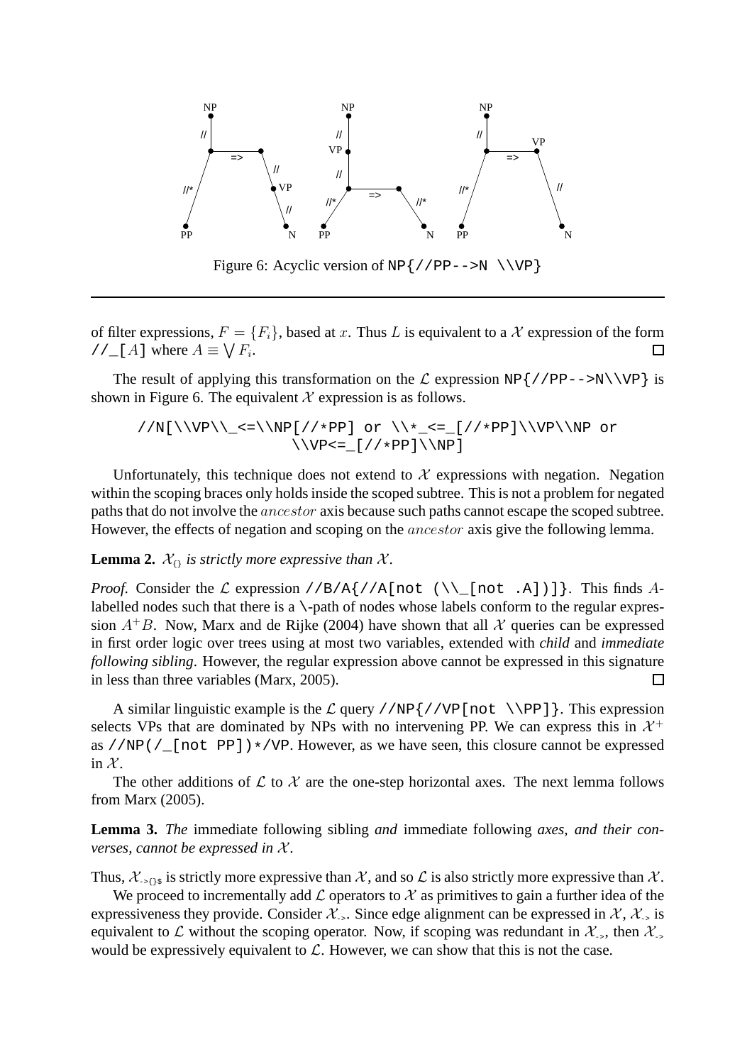Figure 6: Acyclic version of NP{//PP-->N \\VP}

of filter expressions, $F = \{F_i\}$, based at $x$. Thus $L$ is equivalent to a $\mathcal{X}$ expression of the form //_[$A$] where $A \equiv \bigvee F_i$. □

The result of applying this transformation on the $\mathcal{L}$ expression NP{//PP-->N\\VP} is shown in Figure 6. The equivalent $\mathcal{X}$ expression is as follows.

```
//N[\\VP\\_<=\\NP[//*PP] or \\*_<=_[//*PP]\\VP\\NP or
                \\VP<=_[//*PP]\\NP]
```

Unfortunately, this technique does not extend to $\mathcal{X}$ expressions with negation. Negation within the scoping braces only holds inside the scoped subtree. This is not a problem for negated paths that do not involve the *ancestor* axis because such paths cannot escape the scoped subtree. However, the effects of negation and scoping on the *ancestor* axis give the following lemma.

**Lemma 2.** *$\mathcal{X}_{\{\}}$ is strictly more expressive than $\mathcal{X}$.*

*Proof.* Consider the $\mathcal{L}$ expression //B/A{//A[not (\\_[not .A])]}. This finds $A$-labelled nodes such that there is a \-path of nodes whose labels conform to the regular expression $A^+B$. Now, Marx and de Rijke (2004) have shown that all $\mathcal{X}$ queries can be expressed in first order logic over trees using at most two variables, extended with *child* and *immediate following sibling*. However, the regular expression above cannot be expressed in this signature in less than three variables (Marx, 2005). □

A similar linguistic example is the $\mathcal{L}$ query //NP{//VP[not \\PP]}. This expression selects VPs that are dominated by NPs with no intervening PP. We can express this in $\mathcal{X}^+$ as //NP(/_[not PP])*/VP. However, as we have seen, this closure cannot be expressed in $\mathcal{X}$.

The other additions of $\mathcal{L}$ to $\mathcal{X}$ are the one-step horizontal axes. The next lemma follows from Marx (2005).

**Lemma 3.** *The* immediate following sibling *and* immediate following *axes, and their converses, cannot be expressed in $\mathcal{X}$.*

Thus, $\mathcal{X}_{\text{->}\{\}\$}$ is strictly more expressive than $\mathcal{X}$, and so $\mathcal{L}$ is also strictly more expressive than $\mathcal{X}$.

We proceed to incrementally add $\mathcal{L}$ operators to $\mathcal{X}$ as primitives to gain a further idea of the expressiveness they provide. Consider $\mathcal{X}_{\text{->}}$. Since edge alignment can be expressed in $\mathcal{X}$, $\mathcal{X}_{\text{->}}$ is equivalent to $\mathcal{L}$ without the scoping operator. Now, if scoping was redundant in $\mathcal{X}_{\text{->}}$, then $\mathcal{X}_{\text{->}}$ would be expressively equivalent to $\mathcal{L}$. However, we can show that this is not the case.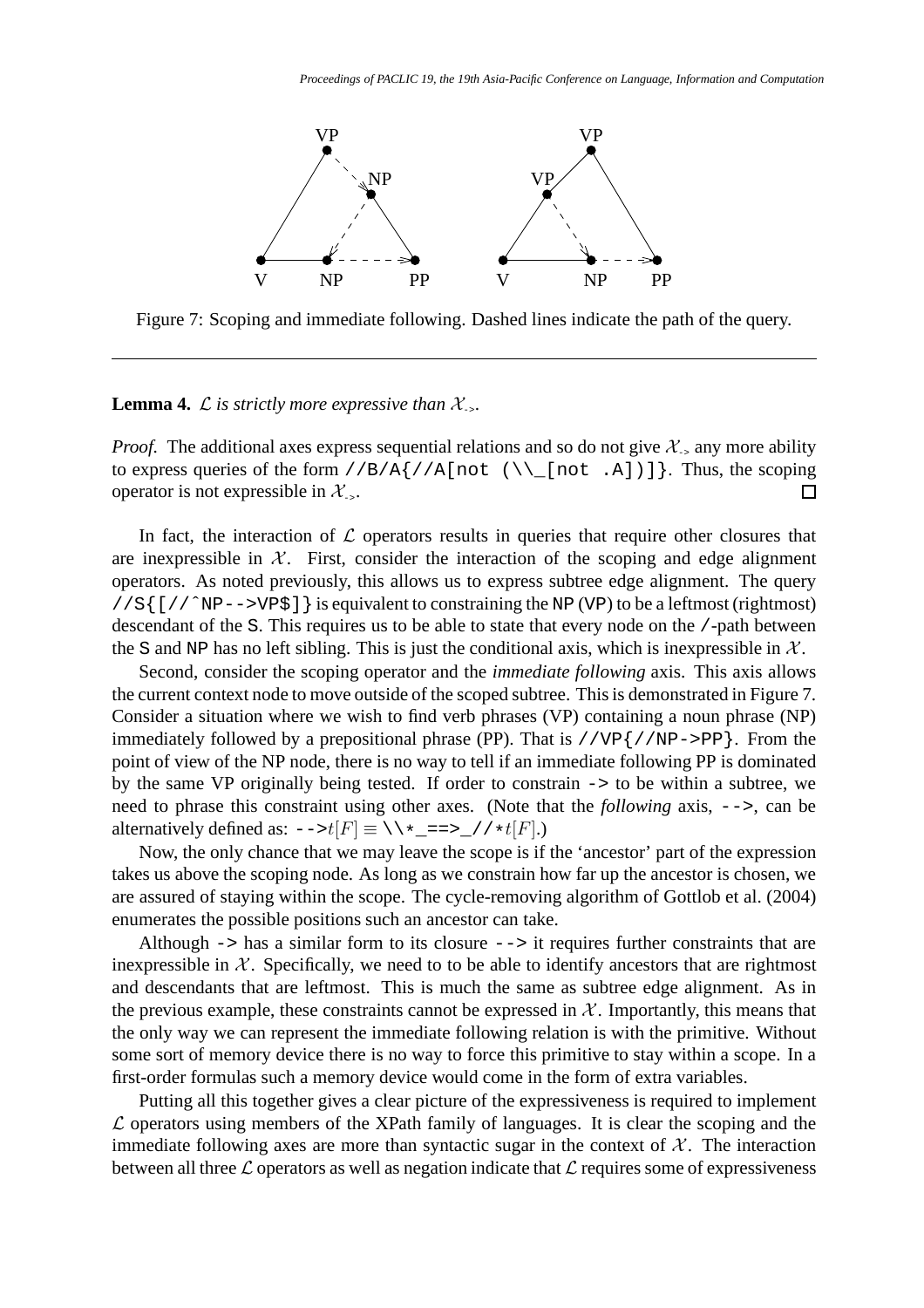Figure 7: Scoping and immediate following. Dashed lines indicate the path of the query.

**Lemma 4.** *$\mathcal{L}$ is strictly more expressive than $\mathcal{X}_{\text{->}}$.*

*Proof.* The additional axes express sequential relations and so do not give $\mathcal{X}_{\text{->}}$ any more ability to express queries of the form `//B/A{//A[not (\\_[not .A])]}`. Thus, the scoping operator is not expressible in $\mathcal{X}_{\text{->}}$. □

In fact, the interaction of $\mathcal{L}$ operators results in queries that require other closures that are inexpressible in $\mathcal{X}$. First, consider the interaction of the scoping and edge alignment operators. As noted previously, this allows us to express subtree edge alignment. The query `//S{[//^NP-->VP$]}` is equivalent to constraining the `NP` (`VP`) to be a leftmost (rightmost) descendant of the `S`. This requires us to be able to state that every node on the `/`-path between the `S` and `NP` has no left sibling. This is just the conditional axis, which is inexpressible in $\mathcal{X}$.

Second, consider the scoping operator and the *immediate following* axis. This axis allows the current context node to move outside of the scoped subtree. This is demonstrated in Figure 7. Consider a situation where we wish to find verb phrases (VP) containing a noun phrase (NP) immediately followed by a prepositional phrase (PP). That is `//VP{//NP->PP}`. From the point of view of the NP node, there is no way to tell if an immediate following PP is dominated by the same VP originally being tested. If order to constrain `->` to be within a subtree, we need to phrase this constraint using other axes. (Note that the *following* axis, `-->`, can be alternatively defined as: `-->`$t[F] \equiv$ `\\*_==>_//*`$t[F]$.)

Now, the only chance that we may leave the scope is if the 'ancestor' part of the expression takes us above the scoping node. As long as we constrain how far up the ancestor is chosen, we are assured of staying within the scope. The cycle-removing algorithm of Gottlob et al. (2004) enumerates the possible positions such an ancestor can take.

Although `->` has a similar form to its closure `-->` it requires further constraints that are inexpressible in $\mathcal{X}$. Specifically, we need to to be able to identify ancestors that are rightmost and descendants that are leftmost. This is much the same as subtree edge alignment. As in the previous example, these constraints cannot be expressed in $\mathcal{X}$. Importantly, this means that the only way we can represent the immediate following relation is with the primitive. Without some sort of memory device there is no way to force this primitive to stay within a scope. In a first-order formulas such a memory device would come in the form of extra variables.

Putting all this together gives a clear picture of the expressiveness is required to implement $\mathcal{L}$ operators using members of the XPath family of languages. It is clear the scoping and the immediate following axes are more than syntactic sugar in the context of $\mathcal{X}$. The interaction between all three $\mathcal{L}$ operators as well as negation indicate that $\mathcal{L}$ requires some of expressiveness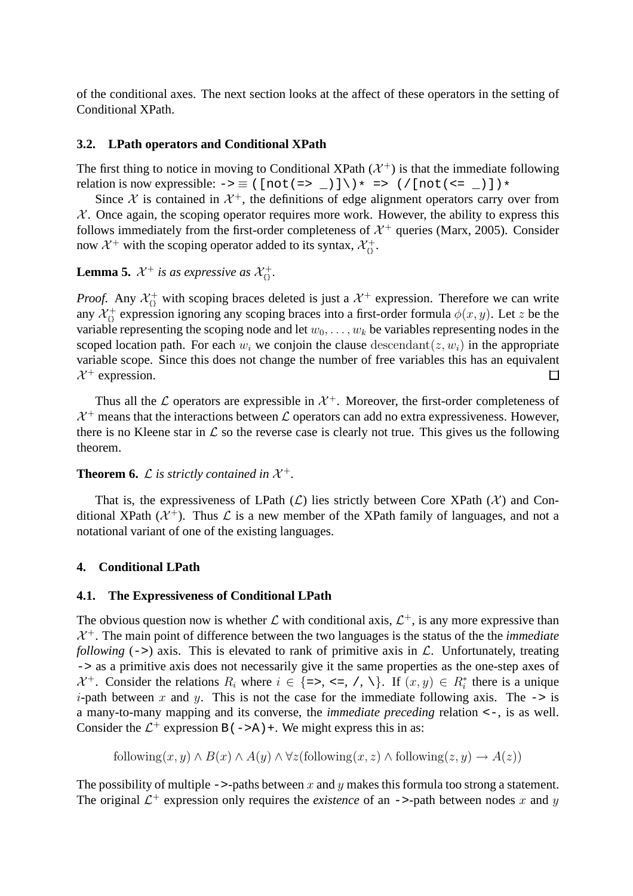of the conditional axes. The next section looks at the affect of these operators in the setting of Conditional XPath.

### 3.2. LPath operators and Conditional XPath

The first thing to notice in moving to Conditional XPath ($\mathcal{X}^+$) is that the immediate following relation is now expressible: `->` $\equiv$ `([not(=> _)]\)* => (/[not(<= _)])*`

Since $\mathcal{X}$ is contained in $\mathcal{X}^+$, the definitions of edge alignment operators carry over from $\mathcal{X}$. Once again, the scoping operator requires more work. However, the ability to express this follows immediately from the first-order completeness of $\mathcal{X}^+$ queries (Marx, 2005). Consider now $\mathcal{X}^+$ with the scoping operator added to its syntax, $\mathcal{X}^+_{\{\}}$.

**Lemma 5.** *$\mathcal{X}^+$ is as expressive as $\mathcal{X}^+_{\{\}}$.*

*Proof.* Any $\mathcal{X}^+_{\{\}}$ with scoping braces deleted is just a $\mathcal{X}^+$ expression. Therefore we can write any $\mathcal{X}^+_{\{\}}$ expression ignoring any scoping braces into a first-order formula $\phi(x, y)$. Let $z$ be the variable representing the scoping node and let $w_0, \ldots, w_k$ be variables representing nodes in the scoped location path. For each $w_i$ we conjoin the clause $\mathrm{descendant}(z, w_i)$ in the appropriate variable scope. Since this does not change the number of free variables this has an equivalent $\mathcal{X}^+$ expression. □

Thus all the $\mathcal{L}$ operators are expressible in $\mathcal{X}^+$. Moreover, the first-order completeness of $\mathcal{X}^+$ means that the interactions between $\mathcal{L}$ operators can add no extra expressiveness. However, there is no Kleene star in $\mathcal{L}$ so the reverse case is clearly not true. This gives us the following theorem.

**Theorem 6.** *$\mathcal{L}$ is strictly contained in $\mathcal{X}^+$.*

That is, the expressiveness of LPath ($\mathcal{L}$) lies strictly between Core XPath ($\mathcal{X}$) and Conditional XPath ($\mathcal{X}^+$). Thus $\mathcal{L}$ is a new member of the XPath family of languages, and not a notational variant of one of the existing languages.

## 4. Conditional LPath

### 4.1. The Expressiveness of Conditional LPath

The obvious question now is whether $\mathcal{L}$ with conditional axis, $\mathcal{L}^+$, is any more expressive than $\mathcal{X}^+$. The main point of difference between the two languages is the status of the the *immediate following* (`->`) axis. This is elevated to rank of primitive axis in $\mathcal{L}$. Unfortunately, treating `->` as a primitive axis does not necessarily give it the same properties as the one-step axes of $\mathcal{X}^+$. Consider the relations $R_i$ where $i \in \{$`=>`, `<=`, `/`, `\`$\}$. If $(x, y) \in R_i^*$ there is a unique $i$-path between $x$ and $y$. This is not the case for the immediate following axis. The `->` is a many-to-many mapping and its converse, the *immediate preceding* relation `<-`, is as well. Consider the $\mathcal{L}^+$ expression `B(->A)+`. We might express this in as:

$$\mathrm{following}(x, y) \wedge B(x) \wedge A(y) \wedge \forall z(\mathrm{following}(x, z) \wedge \mathrm{following}(z, y) \rightarrow A(z))$$

The possibility of multiple `->`-paths between $x$ and $y$ makes this formula too strong a statement. The original $\mathcal{L}^+$ expression only requires the *existence* of an `->`-path between nodes $x$ and $y$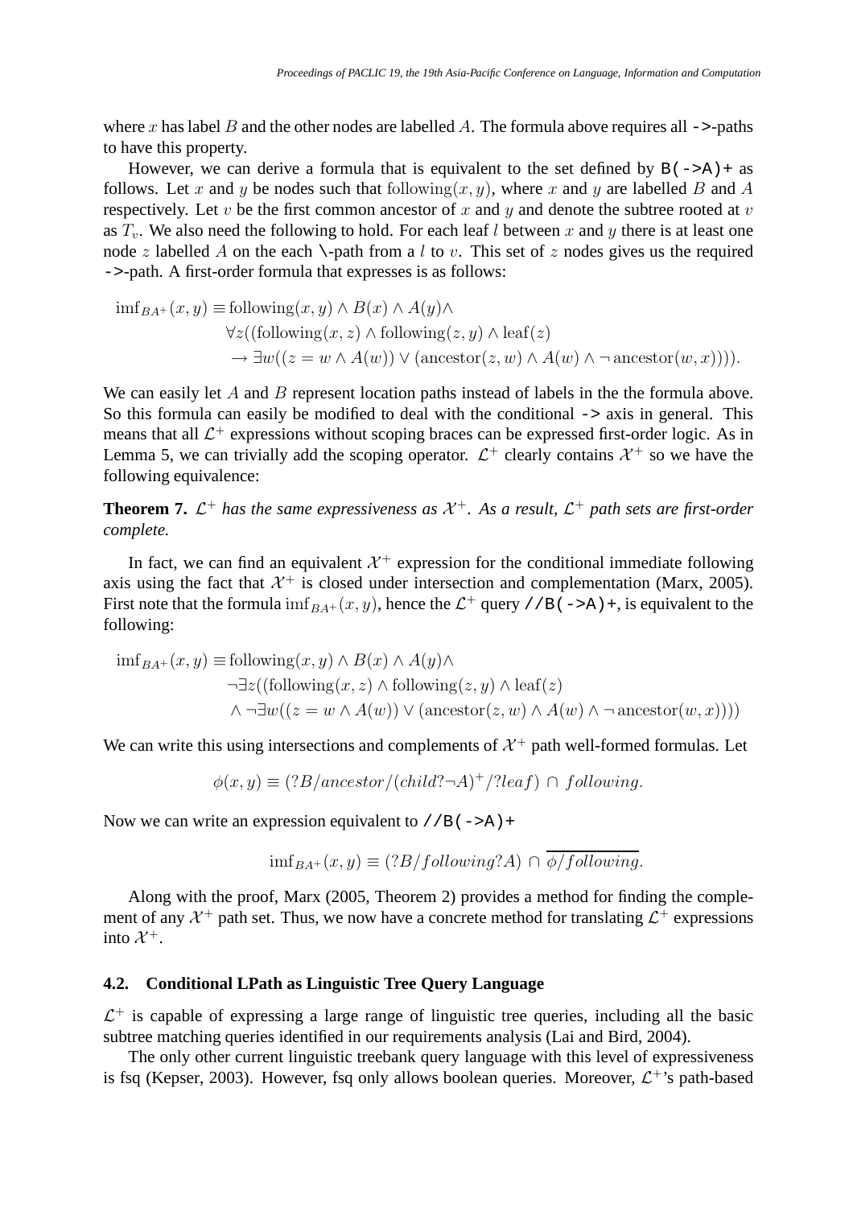where $x$ has label $B$ and the other nodes are labelled $A$. The formula above requires all `->`-paths to have this property.

However, we can derive a formula that is equivalent to the set defined by `B(->A)+` as follows. Let $x$ and $y$ be nodes such that $\text{following}(x, y)$, where $x$ and $y$ are labelled $B$ and $A$ respectively. Let $v$ be the first common ancestor of $x$ and $y$ and denote the subtree rooted at $v$ as $T_v$. We also need the following to hold. For each leaf $l$ between $x$ and $y$ there is at least one node $z$ labelled $A$ on the each `\`-path from a $l$ to $v$. This set of $z$ nodes gives us the required `->`-path. A first-order formula that expresses is as follows:

$$
\begin{aligned}
\text{imf}_{BA^+}(x, y) \equiv\, & \text{following}(x, y) \wedge B(x) \wedge A(y) \wedge \\
& \forall z((\text{following}(x, z) \wedge \text{following}(z, y) \wedge \text{leaf}(z) \\
& \rightarrow \exists w((z = w \wedge A(w)) \vee (\text{ancestor}(z, w) \wedge A(w) \wedge \neg\, \text{ancestor}(w, x)))).
\end{aligned}
$$

We can easily let $A$ and $B$ represent location paths instead of labels in the the formula above. So this formula can easily be modified to deal with the conditional `->` axis in general. This means that all $\mathcal{L}^+$ expressions without scoping braces can be expressed first-order logic. As in Lemma 5, we can trivially add the scoping operator. $\mathcal{L}^+$ clearly contains $\mathcal{X}^+$ so we have the following equivalence:

**Theorem 7.** *$\mathcal{L}^+$ has the same expressiveness as $\mathcal{X}^+$. As a result, $\mathcal{L}^+$ path sets are first-order complete.*

In fact, we can find an equivalent $\mathcal{X}^+$ expression for the conditional immediate following axis using the fact that $\mathcal{X}^+$ is closed under intersection and complementation (Marx, 2005). First note that the formula $\text{imf}_{BA^+}(x, y)$, hence the $\mathcal{L}^+$ query `//B(->A)+`, is equivalent to the following:

$$
\begin{aligned}
\text{imf}_{BA^+}(x, y) \equiv\, & \text{following}(x, y) \wedge B(x) \wedge A(y) \wedge \\
& \neg \exists z((\text{following}(x, z) \wedge \text{following}(z, y) \wedge \text{leaf}(z) \\
& \wedge \neg \exists w((z = w \wedge A(w)) \vee (\text{ancestor}(z, w) \wedge A(w) \wedge \neg\, \text{ancestor}(w, x))))
\end{aligned}
$$

We can write this using intersections and complements of $\mathcal{X}^+$ path well-formed formulas. Let

$$\phi(x, y) \equiv (?B/ancestor/(child?\neg A)^+/?leaf) \,\cap\, following.$$

Now we can write an expression equivalent to `//B(->A)+`

$$\text{imf}_{BA^+}(x, y) \equiv (?B/following?A) \,\cap\, \overline{\phi/following}.$$

Along with the proof, Marx (2005, Theorem 2) provides a method for finding the complement of any $\mathcal{X}^+$ path set. Thus, we now have a concrete method for translating $\mathcal{L}^+$ expressions into $\mathcal{X}^+$.

### 4.2. Conditional LPath as Linguistic Tree Query Language

$\mathcal{L}^+$ is capable of expressing a large range of linguistic tree queries, including all the basic subtree matching queries identified in our requirements analysis (Lai and Bird, 2004).

The only other current linguistic treebank query language with this level of expressiveness is fsq (Kepser, 2003). However, fsq only allows boolean queries. Moreover, $\mathcal{L}^+$'s path-based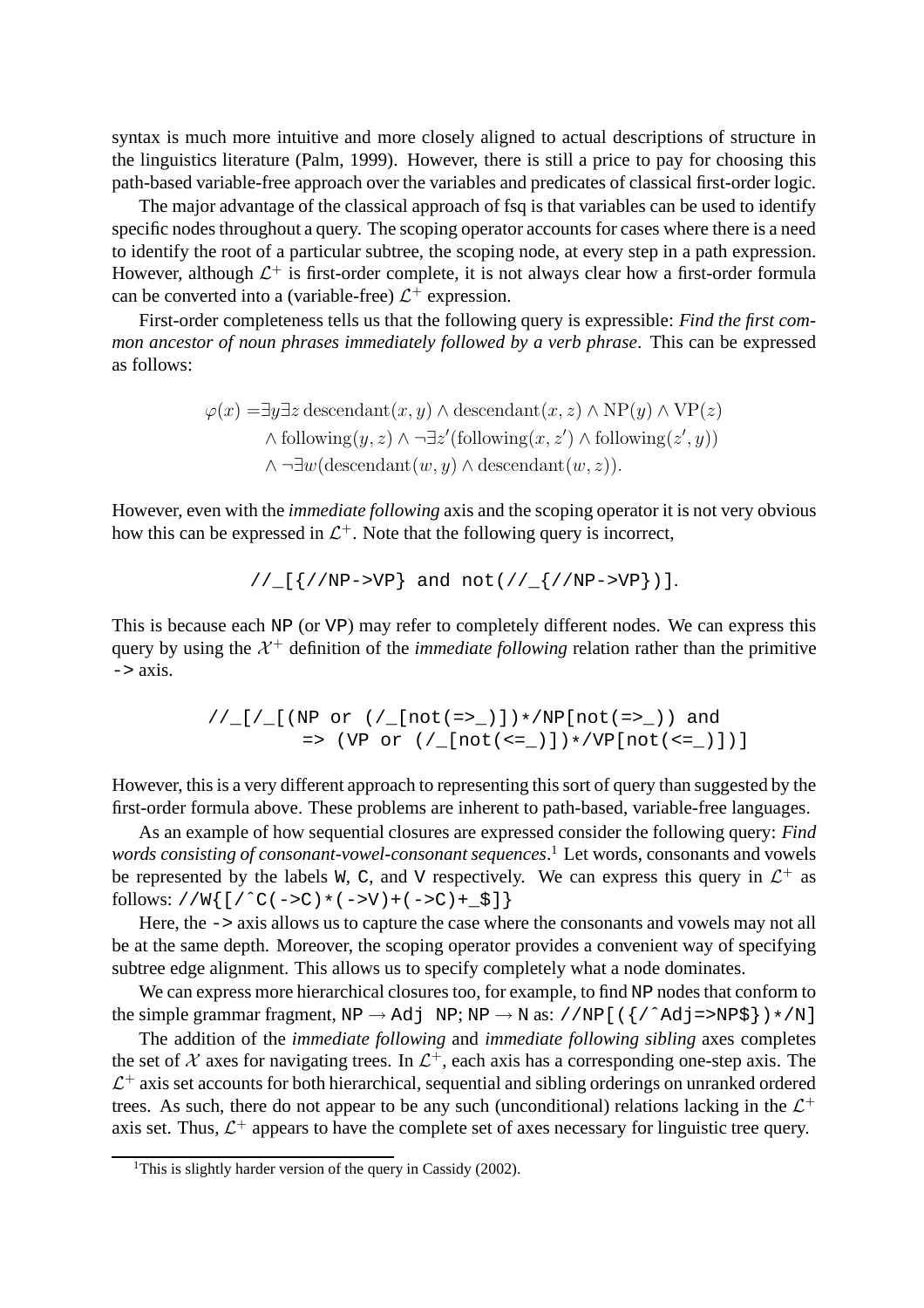syntax is much more intuitive and more closely aligned to actual descriptions of structure in the linguistics literature (Palm, 1999). However, there is still a price to pay for choosing this path-based variable-free approach over the variables and predicates of classical first-order logic.

The major advantage of the classical approach of fsq is that variables can be used to identify specific nodes throughout a query. The scoping operator accounts for cases where there is a need to identify the root of a particular subtree, the scoping node, at every step in a path expression. However, although $\mathcal{L}^+$ is first-order complete, it is not always clear how a first-order formula can be converted into a (variable-free) $\mathcal{L}^+$ expression.

First-order completeness tells us that the following query is expressible: *Find the first common ancestor of noun phrases immediately followed by a verb phrase*. This can be expressed as follows:

$$\begin{aligned}\varphi(x) = &\exists y \exists z\, \mathrm{descendant}(x, y) \wedge \mathrm{descendant}(x, z) \wedge \mathrm{NP}(y) \wedge \mathrm{VP}(z) \\ &\wedge \mathrm{following}(y, z) \wedge \neg\exists z'(\mathrm{following}(x, z') \wedge \mathrm{following}(z', y)) \\ &\wedge \neg\exists w(\mathrm{descendant}(w, y) \wedge \mathrm{descendant}(w, z)).\end{aligned}$$

However, even with the *immediate following* axis and the scoping operator it is not very obvious how this can be expressed in $\mathcal{L}^+$. Note that the following query is incorrect,

```
//_[{//NP->VP} and not(//_{//NP->VP})].
```

This is because each `NP` (or `VP`) may refer to completely different nodes. We can express this query by using the $\mathcal{X}^+$ definition of the *immediate following* relation rather than the primitive `->` axis.

```
//_[/_[(NP or (/_[not(=>_)])*/NP[not(=>_)) and
        => (VP or (/_[not(<=_)])*/VP[not(<=_)])]
```

However, this is a very different approach to representing this sort of query than suggested by the first-order formula above. These problems are inherent to path-based, variable-free languages.

As an example of how sequential closures are expressed consider the following query: *Find words consisting of consonant-vowel-consonant sequences*.[1] Let words, consonants and vowels be represented by the labels `W`, `C`, and `V` respectively. We can express this query in $\mathcal{L}^+$ as follows: `//W{[/^C(->C)*(->V)+(->C)+_$]}`

Here, the `->` axis allows us to capture the case where the consonants and vowels may not all be at the same depth. Moreover, the scoping operator provides a convenient way of specifying subtree edge alignment. This allows us to specify completely what a node dominates.

We can express more hierarchical closures too, for example, to find `NP` nodes that conform to the simple grammar fragment, `NP` $\rightarrow$ `Adj NP`; `NP` $\rightarrow$ `N` as: `//NP[({/^Adj=>NP$})*/N]`

The addition of the *immediate following* and *immediate following sibling* axes completes the set of $\mathcal{X}$ axes for navigating trees. In $\mathcal{L}^+$, each axis has a corresponding one-step axis. The $\mathcal{L}^+$ axis set accounts for both hierarchical, sequential and sibling orderings on unranked ordered trees. As such, there do not appear to be any such (unconditional) relations lacking in the $\mathcal{L}^+$ axis set. Thus, $\mathcal{L}^+$ appears to have the complete set of axes necessary for linguistic tree query.

[1] This is slightly harder version of the query in Cassidy (2002).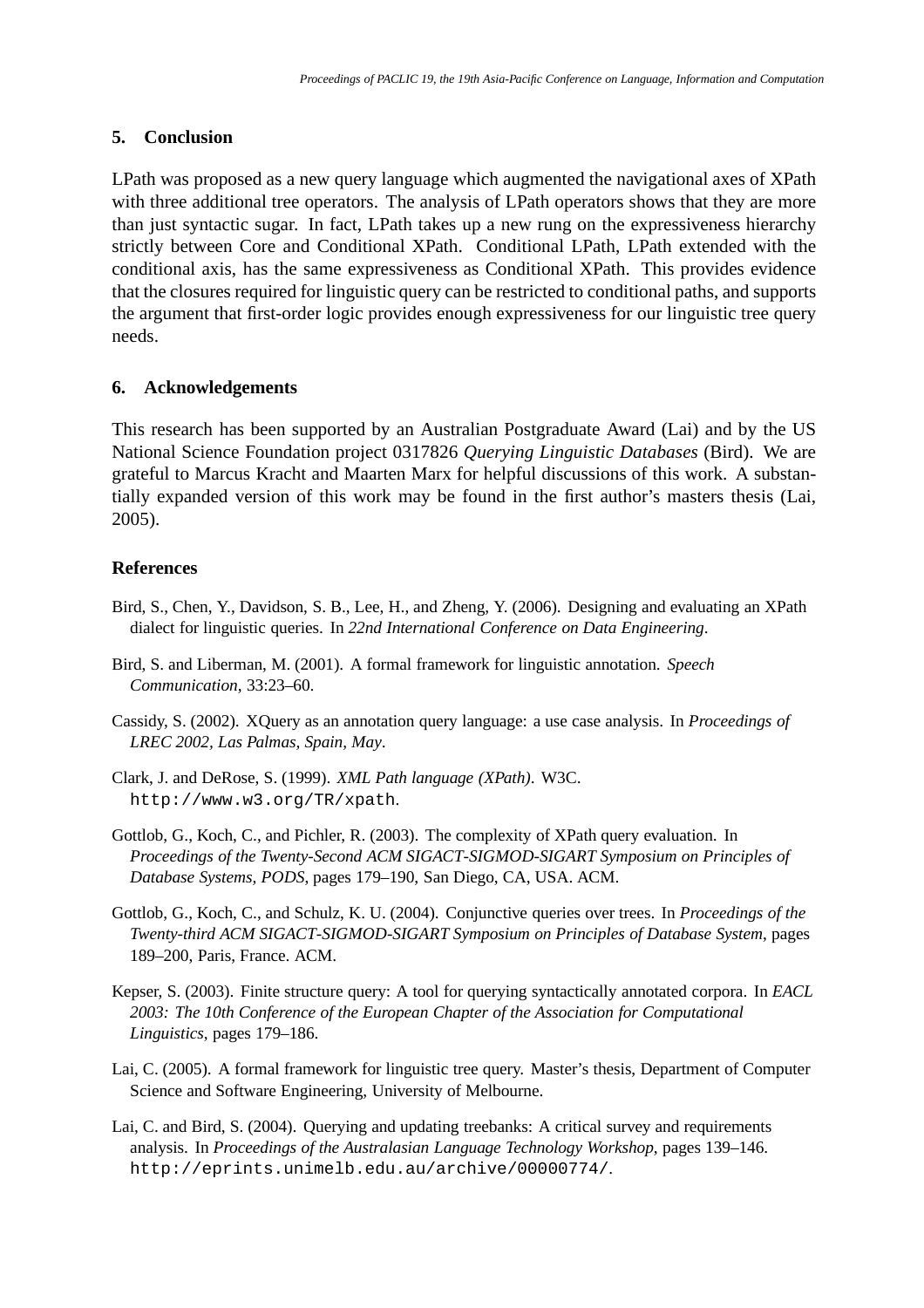## 5. Conclusion

LPath was proposed as a new query language which augmented the navigational axes of XPath with three additional tree operators. The analysis of LPath operators shows that they are more than just syntactic sugar. In fact, LPath takes up a new rung on the expressiveness hierarchy strictly between Core and Conditional XPath. Conditional LPath, LPath extended with the conditional axis, has the same expressiveness as Conditional XPath. This provides evidence that the closures required for linguistic query can be restricted to conditional paths, and supports the argument that first-order logic provides enough expressiveness for our linguistic tree query needs.

## 6. Acknowledgements

This research has been supported by an Australian Postgraduate Award (Lai) and by the US National Science Foundation project 0317826 *Querying Linguistic Databases* (Bird). We are grateful to Marcus Kracht and Maarten Marx for helpful discussions of this work. A substantially expanded version of this work may be found in the first author's masters thesis (Lai, 2005).

## References

Bird, S., Chen, Y., Davidson, S. B., Lee, H., and Zheng, Y. (2006). Designing and evaluating an XPath dialect for linguistic queries. In *22nd International Conference on Data Engineering*.

Bird, S. and Liberman, M. (2001). A formal framework for linguistic annotation. *Speech Communication*, 33:23–60.

Cassidy, S. (2002). XQuery as an annotation query language: a use case analysis. In *Proceedings of LREC 2002, Las Palmas, Spain, May*.

Clark, J. and DeRose, S. (1999). *XML Path language (XPath)*. W3C. `http://www.w3.org/TR/xpath`.

Gottlob, G., Koch, C., and Pichler, R. (2003). The complexity of XPath query evaluation. In *Proceedings of the Twenty-Second ACM SIGACT-SIGMOD-SIGART Symposium on Principles of Database Systems, PODS*, pages 179–190, San Diego, CA, USA. ACM.

Gottlob, G., Koch, C., and Schulz, K. U. (2004). Conjunctive queries over trees. In *Proceedings of the Twenty-third ACM SIGACT-SIGMOD-SIGART Symposium on Principles of Database System*, pages 189–200, Paris, France. ACM.

Kepser, S. (2003). Finite structure query: A tool for querying syntactically annotated corpora. In *EACL 2003: The 10th Conference of the European Chapter of the Association for Computational Linguistics*, pages 179–186.

Lai, C. (2005). A formal framework for linguistic tree query. Master's thesis, Department of Computer Science and Software Engineering, University of Melbourne.

Lai, C. and Bird, S. (2004). Querying and updating treebanks: A critical survey and requirements analysis. In *Proceedings of the Australasian Language Technology Workshop*, pages 139–146. `http://eprints.unimelb.edu.au/archive/00000774/`.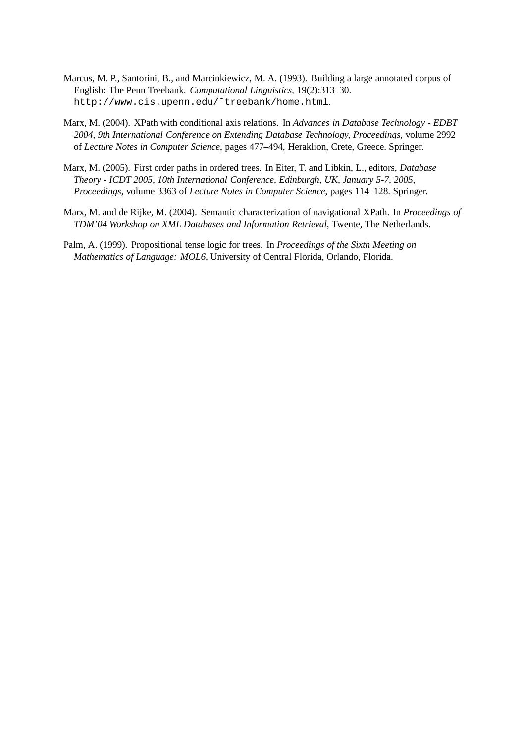Marcus, M. P., Santorini, B., and Marcinkiewicz, M. A. (1993). Building a large annotated corpus of English: The Penn Treebank. *Computational Linguistics*, 19(2):313–30. `http://www.cis.upenn.edu/~treebank/home.html`.

Marx, M. (2004). XPath with conditional axis relations. In *Advances in Database Technology - EDBT 2004, 9th International Conference on Extending Database Technology, Proceedings*, volume 2992 of *Lecture Notes in Computer Science*, pages 477–494, Heraklion, Crete, Greece. Springer.

Marx, M. (2005). First order paths in ordered trees. In Eiter, T. and Libkin, L., editors, *Database Theory - ICDT 2005, 10th International Conference, Edinburgh, UK, January 5-7, 2005, Proceedings*, volume 3363 of *Lecture Notes in Computer Science*, pages 114–128. Springer.

Marx, M. and de Rijke, M. (2004). Semantic characterization of navigational XPath. In *Proceedings of TDM'04 Workshop on XML Databases and Information Retrieval*, Twente, The Netherlands.

Palm, A. (1999). Propositional tense logic for trees. In *Proceedings of the Sixth Meeting on Mathematics of Language: MOL6*, University of Central Florida, Orlando, Florida.